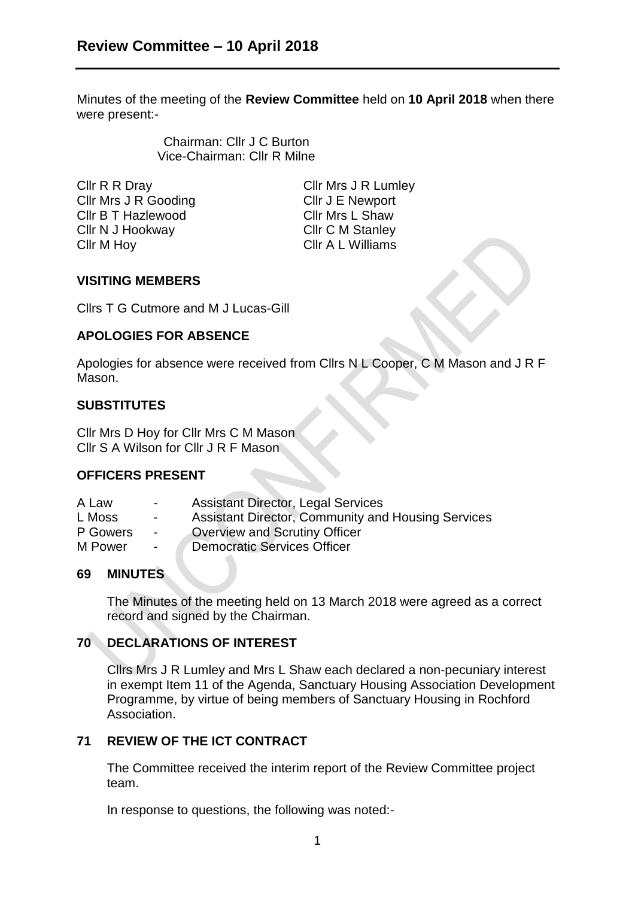# Review Committee – 10 April 2018

Minutes of the meeting of the **Review Committee** held on **10 April 2018** when there were present:-

Chairman: Cllr J C Burton
Vice-Chairman: Cllr R Milne

Cllr R R Dray
Cllr Mrs J R Gooding
Cllr B T Hazlewood
Cllr N J Hookway
Cllr M Hoy
Cllr Mrs J R Lumley
Cllr J E Newport
Cllr Mrs L Shaw
Cllr C M Stanley
Cllr A L Williams

## VISITING MEMBERS

Cllrs T G Cutmore and M J Lucas-Gill

## APOLOGIES FOR ABSENCE

Apologies for absence were received from Cllrs N L Cooper, C M Mason and J R F Mason.

## SUBSTITUTES

Cllr Mrs D Hoy for Cllr Mrs C M Mason
Cllr S A Wilson for Cllr J R F Mason

## OFFICERS PRESENT

| | | |
|---|---|---|
| A Law | - | Assistant Director, Legal Services |
| L Moss | - | Assistant Director, Community and Housing Services |
| P Gowers | - | Overview and Scrutiny Officer |
| M Power | - | Democratic Services Officer |

## 69 MINUTES

The Minutes of the meeting held on 13 March 2018 were agreed as a correct record and signed by the Chairman.

## 70 DECLARATIONS OF INTEREST

Cllrs Mrs J R Lumley and Mrs L Shaw each declared a non-pecuniary interest in exempt Item 11 of the Agenda, Sanctuary Housing Association Development Programme, by virtue of being members of Sanctuary Housing in Rochford Association.

## 71 REVIEW OF THE ICT CONTRACT

The Committee received the interim report of the Review Committee project team.

In response to questions, the following was noted:-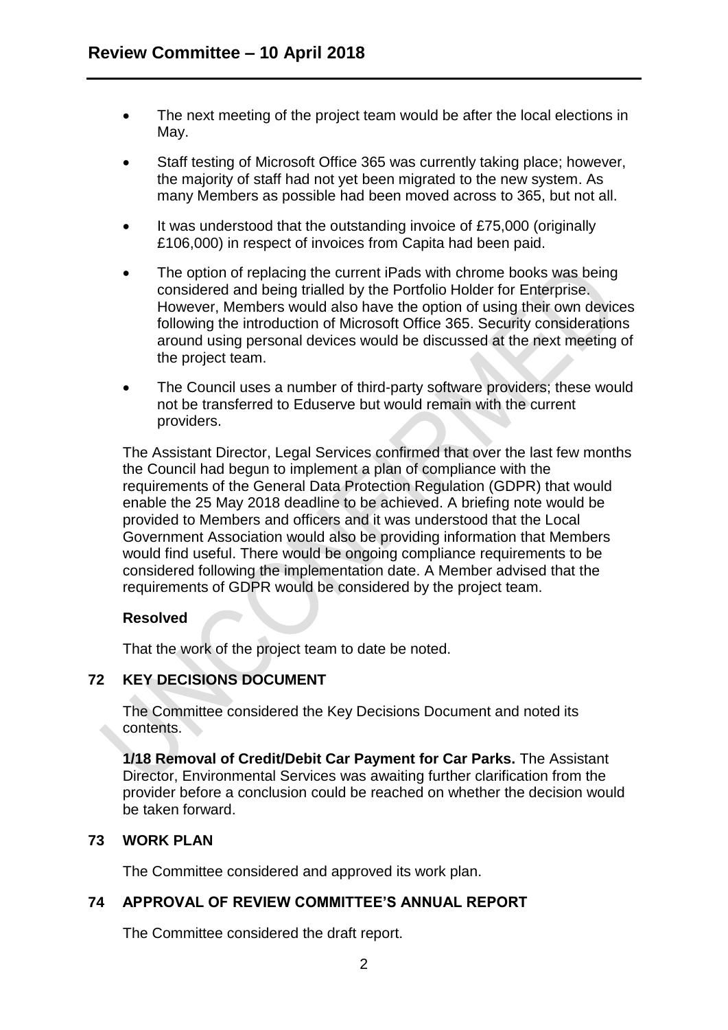- The next meeting of the project team would be after the local elections in May.
- Staff testing of Microsoft Office 365 was currently taking place; however, the majority of staff had not yet been migrated to the new system. As many Members as possible had been moved across to 365, but not all.
- It was understood that the outstanding invoice of £75,000 (originally £106,000) in respect of invoices from Capita had been paid.
- The option of replacing the current iPads with chrome books was being considered and being trialled by the Portfolio Holder for Enterprise. However, Members would also have the option of using their own devices following the introduction of Microsoft Office 365. Security considerations around using personal devices would be discussed at the next meeting of the project team.
- The Council uses a number of third-party software providers; these would not be transferred to Eduserve but would remain with the current providers.

The Assistant Director, Legal Services confirmed that over the last few months the Council had begun to implement a plan of compliance with the requirements of the General Data Protection Regulation (GDPR) that would enable the 25 May 2018 deadline to be achieved. A briefing note would be provided to Members and officers and it was understood that the Local Government Association would also be providing information that Members would find useful. There would be ongoing compliance requirements to be considered following the implementation date. A Member advised that the requirements of GDPR would be considered by the project team.

**Resolved**

That the work of the project team to date be noted.

## 72 KEY DECISIONS DOCUMENT

The Committee considered the Key Decisions Document and noted its contents.

**1/18 Removal of Credit/Debit Car Payment for Car Parks.** The Assistant Director, Environmental Services was awaiting further clarification from the provider before a conclusion could be reached on whether the decision would be taken forward.

## 73 WORK PLAN

The Committee considered and approved its work plan.

## 74 APPROVAL OF REVIEW COMMITTEE'S ANNUAL REPORT

The Committee considered the draft report.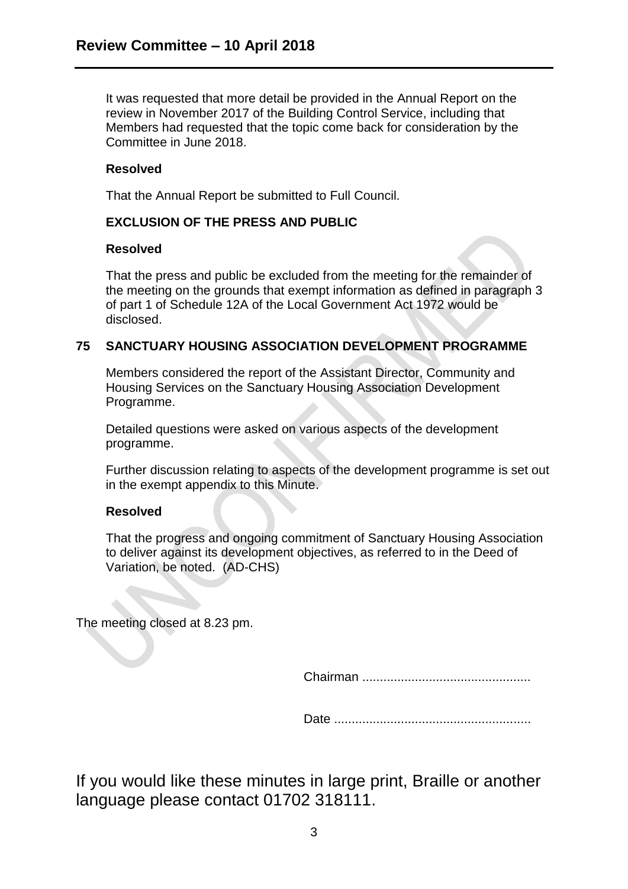It was requested that more detail be provided in the Annual Report on the review in November 2017 of the Building Control Service, including that Members had requested that the topic come back for consideration by the Committee in June 2018.

**Resolved**

That the Annual Report be submitted to Full Council.

**EXCLUSION OF THE PRESS AND PUBLIC**

**Resolved**

That the press and public be excluded from the meeting for the remainder of the meeting on the grounds that exempt information as defined in paragraph 3 of part 1 of Schedule 12A of the Local Government Act 1972 would be disclosed.

## 75 SANCTUARY HOUSING ASSOCIATION DEVELOPMENT PROGRAMME

Members considered the report of the Assistant Director, Community and Housing Services on the Sanctuary Housing Association Development Programme.

Detailed questions were asked on various aspects of the development programme.

Further discussion relating to aspects of the development programme is set out in the exempt appendix to this Minute.

**Resolved**

That the progress and ongoing commitment of Sanctuary Housing Association to deliver against its development objectives, as referred to in the Deed of Variation, be noted. (AD-CHS)

The meeting closed at 8.23 pm.

Chairman ................................................

Date ........................................................

If you would like these minutes in large print, Braille or another language please contact 01702 318111.